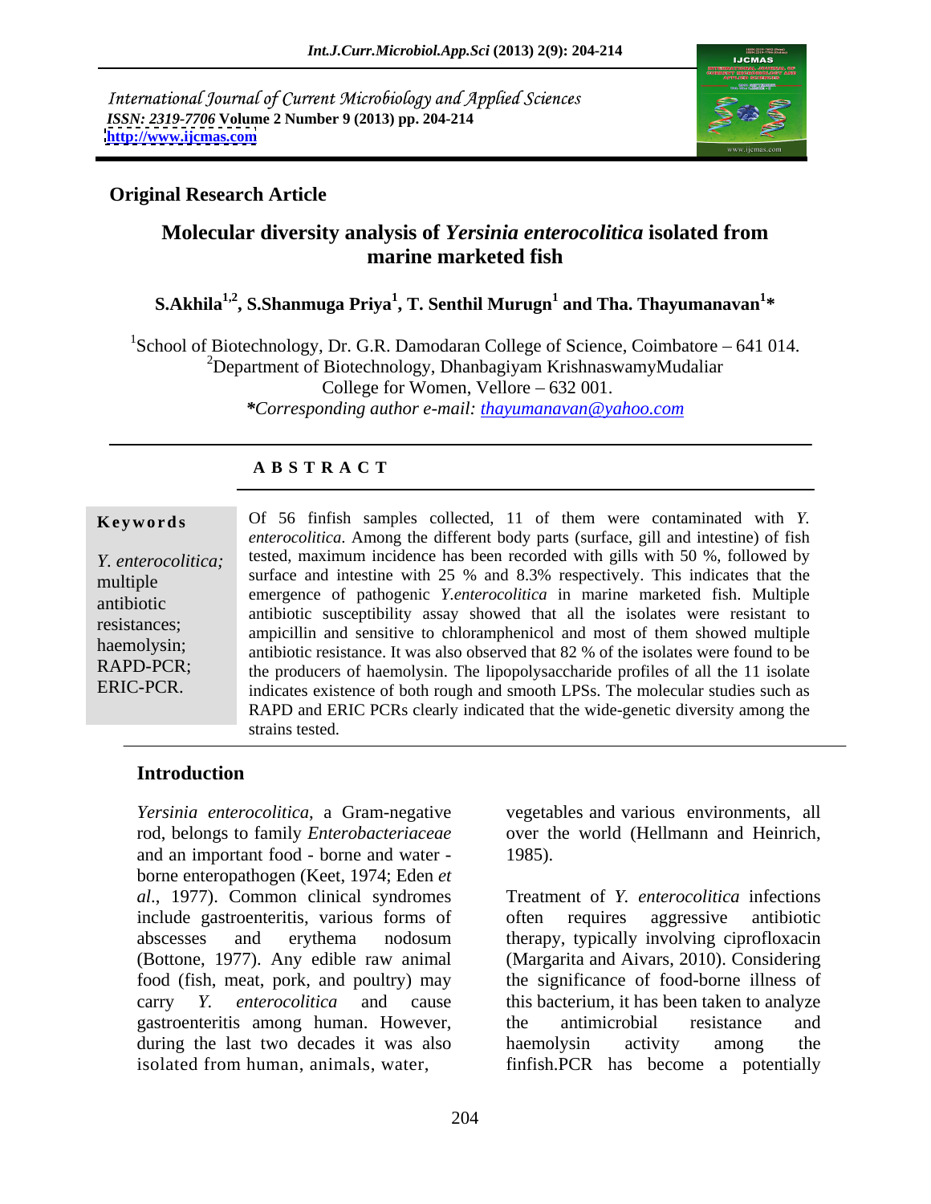International Journal of Current Microbiology and Applied Sciences
*ISSN: 2319-7706* **Volume 2 Number 9 (2013) pp. 204-214**
**http://www.ijcmas.com**

**Original Research Article**

# Molecular diversity analysis of *Yersinia enterocolitica* isolated from marine marketed fish

**S.Akhila[1,2], S.Shanmuga Priya[1], T. Senthil Murugn[1] and Tha. Thayumanavan[1]\***

[1]School of Biotechnology, Dr. G.R. Damodaran College of Science, Coimbatore – 641 014.
[2]Department of Biotechnology, Dhanbagiyam KrishnaswamyMudaliar College for Women, Vellore – 632 001.
*\*Corresponding author e-mail: thayumanavan@yahoo.com*

## A B S T R A C T

**Keywords**

*Y. enterocolitica;* multiple antibiotic resistances; haemolysin; RAPD-PCR; ERIC-PCR.

Of 56 finfish samples collected, 11 of them were contaminated with *Y. enterocolitica.* Among the different body parts (surface, gill and intestine) of fish tested, maximum incidence has been recorded with gills with 50 %, followed by surface and intestine with 25 % and 8.3% respectively. This indicates that the emergence of pathogenic *Y.enterocolitica* in marine marketed fish. Multiple antibiotic susceptibility assay showed that all the isolates were resistant to ampicillin and sensitive to chloramphenicol and most of them showed multiple antibiotic resistance. It was also observed that 82 % of the isolates were found to be the producers of haemolysin. The lipopolysaccharide profiles of all the 11 isolate indicates existence of both rough and smooth LPSs. The molecular studies such as RAPD and ERIC PCRs clearly indicated that the wide-genetic diversity among the strains tested.

## Introduction

*Yersinia enterocolitica*, a Gram-negative rod, belongs to family *Enterobacteriaceae* and an important food - borne and water - borne enteropathogen (Keet, 1974; Eden *et al*., 1977). Common clinical syndromes include gastroenteritis, various forms of abscesses and erythema nodosum (Bottone, 1977). Any edible raw animal food (fish, meat, pork, and poultry) may carry *Y. enterocolitica* and cause gastroenteritis among human. However, during the last two decades it was also isolated from human, animals, water, vegetables and various environments, all over the world (Hellmann and Heinrich, 1985).

Treatment of *Y. enterocolitica* infections often requires aggressive antibiotic therapy, typically involving ciprofloxacin (Margarita and Aivars, 2010). Considering the significance of food-borne illness of this bacterium, it has been taken to analyze the antimicrobial resistance and haemolysin activity among the finfish.PCR has become a potentially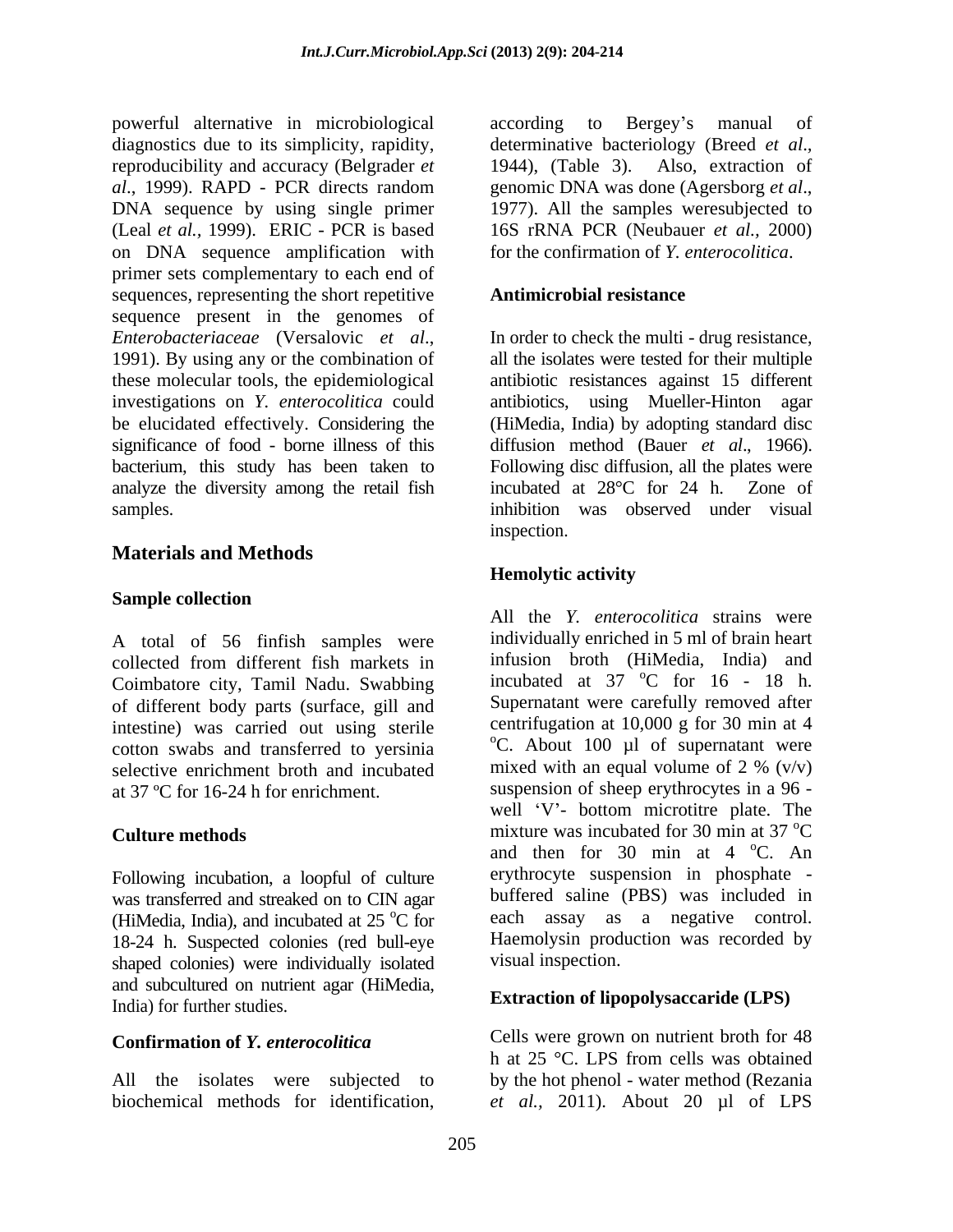powerful alternative in microbiological diagnostics due to its simplicity, rapidity, reproducibility and accuracy (Belgrader *et al*., 1999). RAPD - PCR directs random DNA sequence by using single primer (Leal *et al.*, 1999). ERIC - PCR is based on DNA sequence amplification with primer sets complementary to each end of sequences, representing the short repetitive sequence present in the genomes of *Enterobacteriaceae* (Versalovic *et al*., 1991). By using any or the combination of these molecular tools, the epidemiological investigations on *Y. enterocolitica* could be elucidated effectively. Considering the significance of food - borne illness of this bacterium, this study has been taken to analyze the diversity among the retail fish samples.

## Materials and Methods

### Sample collection

A total of 56 finfish samples were collected from different fish markets in Coimbatore city, Tamil Nadu. Swabbing of different body parts (surface, gill and intestine) was carried out using sterile cotton swabs and transferred to yersinia selective enrichment broth and incubated at 37 ºC for 16-24 h for enrichment.

### Culture methods

Following incubation, a loopful of culture was transferred and streaked on to CIN agar (HiMedia, India), and incubated at 25 $^{o}$C for 18-24 h. Suspected colonies (red bull-eye shaped colonies) were individually isolated and subcultured on nutrient agar (HiMedia, India) for further studies.

### Confirmation of *Y. enterocolitica*

All the isolates were subjected to biochemical methods for identification, according to Bergey's manual of determinative bacteriology (Breed *et al*., 1944), (Table 3). Also, extraction of genomic DNA was done (Agersborg *et al*., 1977). All the samples weresubjected to 16S rRNA PCR (Neubauer *et al.,* 2000) for the confirmation of *Y. enterocolitica*.

### Antimicrobial resistance

In order to check the multi - drug resistance, all the isolates were tested for their multiple antibiotic resistances against 15 different antibiotics, using Mueller-Hinton agar (HiMedia, India) by adopting standard disc diffusion method (Bauer *et al*., 1966). Following disc diffusion, all the plates were incubated at 28°C for 24 h. Zone of inhibition was observed under visual inspection.

### Hemolytic activity

All the *Y. enterocolitica* strains were individually enriched in 5 ml of brain heart infusion broth (HiMedia, India) and incubated at 37 $^{o}$C for 16 - 18 h. Supernatant were carefully removed after centrifugation at 10,000 g for 30 min at 4 $^{o}$C. About 100 µl of supernatant were mixed with an equal volume of 2 % (v/v) suspension of sheep erythrocytes in a 96 - well 'V'- bottom microtitre plate. The mixture was incubated for 30 min at 37 $^{o}$C and then for 30 min at 4 $^{o}$C. An erythrocyte suspension in phosphate - buffered saline (PBS) was included in each assay as a negative control. Haemolysin production was recorded by visual inspection.

### Extraction of lipopolysaccharide (LPS)

Cells were grown on nutrient broth for 48 h at 25 °C. LPS from cells was obtained by the hot phenol - water method (Rezania *et al.,* 2011). About 20 µl of LPS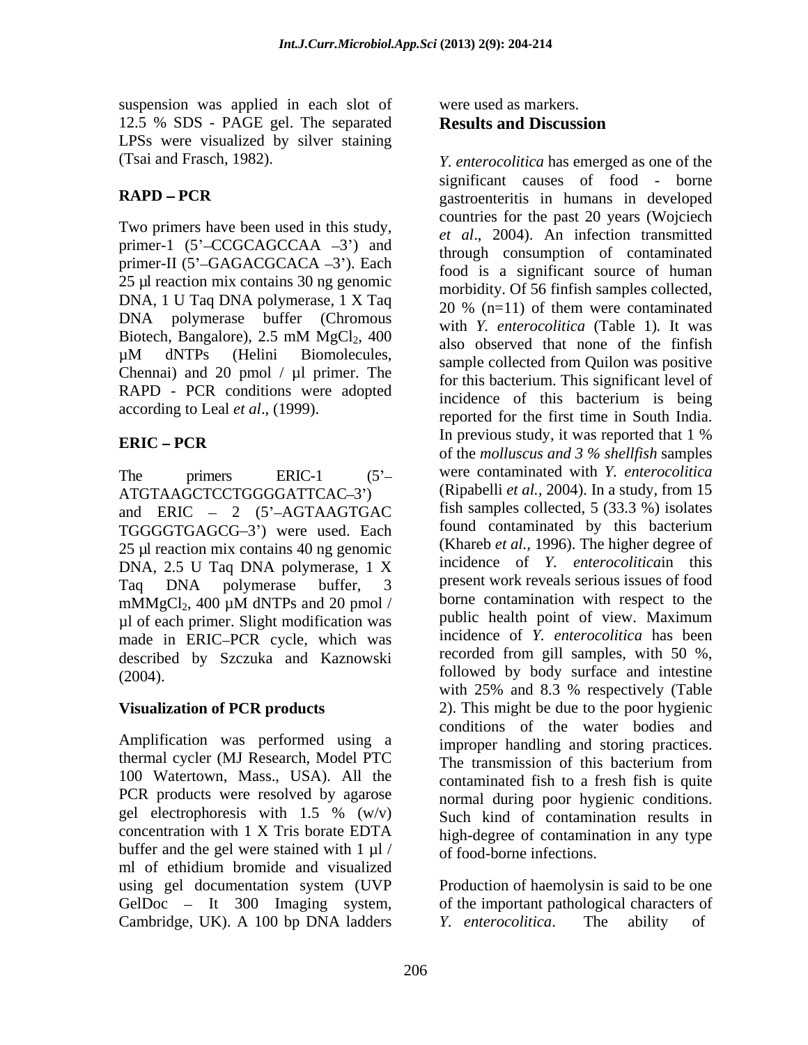suspension was applied in each slot of 12.5 % SDS - PAGE gel. The separated LPSs were visualized by silver staining (Tsai and Frasch, 1982).

**RAPD – PCR**

Two primers have been used in this study, primer-1 (5'–CCGCAGCCAA –3') and primer-II (5'–GAGACGCACA –3'). Each 25 µl reaction mix contains 30 ng genomic DNA, 1 U Taq DNA polymerase, 1 X Taq DNA polymerase buffer (Chromous Biotech, Bangalore), 2.5 mM $MgCl_2$, 400 µM dNTPs (Helini Biomolecules, Chennai) and 20 pmol / µl primer. The RAPD - PCR conditions were adopted according to Leal *et al*., (1999).

**ERIC – PCR**

The primers ERIC-1 (5'–ATGTAAGCTCCTGGGGATTCAC–3') and ERIC – 2 (5'–AGTAAGTGACTGGGGTGAGCG–3') were used. Each 25 µl reaction mix contains 40 ng genomic DNA, 2.5 U Taq DNA polymerase, 1 X Taq DNA polymerase buffer, 3 mM$MgCl_2$, 400 µM dNTPs and 20 pmol / µl of each primer. Slight modification was made in ERIC–PCR cycle, which was described by Szczuka and Kaznowski (2004).

**Visualization of PCR products**

Amplification was performed using a thermal cycler (MJ Research, Model PTC 100 Watertown, Mass., USA). All the PCR products were resolved by agarose gel electrophoresis with 1.5 % (w/v) concentration with 1 X Tris borate EDTA buffer and the gel were stained with 1 µl / ml of ethidium bromide and visualized using gel documentation system (UVP GelDoc – It 300 Imaging system, Cambridge, UK). A 100 bp DNA ladders were used as markers.

## Results and Discussion

*Y. enterocolitica* has emerged as one of the significant causes of food - borne gastroenteritis in humans in developed countries for the past 20 years (Wojciech *et al*., 2004). An infection transmitted through consumption of contaminated food is a significant source of human morbidity. Of 56 finfish samples collected, 20 % (n=11) of them were contaminated with *Y. enterocolitica* (Table 1). It was also observed that none of the finfish sample collected from Quilon was positive for this bacterium. This significant level of incidence of this bacterium is being reported for the first time in South India. In previous study, it was reported that 1 % of the *molluscus and 3 % shellfish* samples were contaminated with *Y. enterocolitica* (Ripabelli *et al.*, 2004). In a study, from 15 fish samples collected, 5 (33.3 %) isolates found contaminated by this bacterium (Khareb *et al.*, 1996). The higher degree of incidence of *Y. enterocolitica*in this present work reveals serious issues of food borne contamination with respect to the public health point of view. Maximum incidence of *Y. enterocolitica* has been recorded from gill samples, with 50 %, followed by body surface and intestine with 25% and 8.3 % respectively (Table 2). This might be due to the poor hygienic conditions of the water bodies and improper handling and storing practices. The transmission of this bacterium from contaminated fish to a fresh fish is quite normal during poor hygienic conditions. Such kind of contamination results in high-degree of contamination in any type of food-borne infections.

Production of haemolysin is said to be one of the important pathological characters of *Y. enterocolitica*. The ability of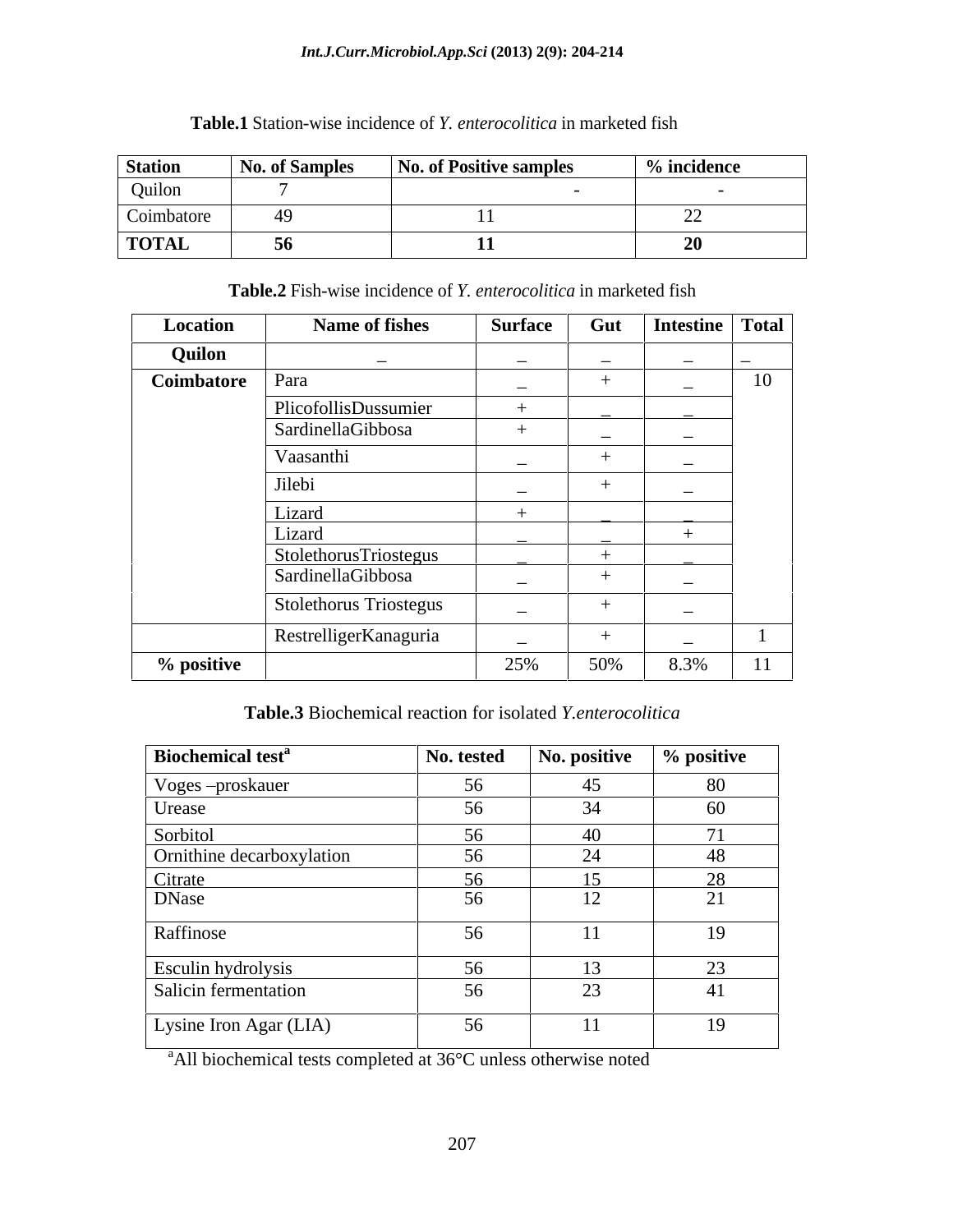**Table.1** Station-wise incidence of *Y. enterocolitica* in marketed fish

| Station | No. of Samples | No. of Positive samples | % incidence |
|---|---|---|---|
| Quilon | 7 | - | - |
| Coimbatore | 49 | 11 | 22 |
| **TOTAL** | **56** | **11** | **20** |

**Table.2** Fish-wise incidence of *Y. enterocolitica* in marketed fish

| Location | Name of fishes | Surface | Gut | Intestine | Total |
|---|---|---|---|---|---|
| **Quilon** | _ | _ | _ | _ | _ |
| **Coimbatore** | Para | _ | + | _ | 10 |
| | PlicofollisDussumier | + | _ | _ | |
| | SardinellaGibbosa | + | _ | _ | |
| | Vaasanthi | _ | + | _ | |
| | Jilebi | _ | + | _ | |
| | Lizard | + | _ | _ | |
| | Lizard | _ | _ | + | |
| | StolethorusTriostegus | _ | + | _ | |
| | SardinellaGibbosa | _ | + | _ | |
| | Stolethorus Triostegus | _ | + | _ | |
| | RestrelligerKanaguria | _ | + | _ | 1 |
| **% positive** | | 25% | 50% | 8.3% | 11 |

**Table.3** Biochemical reaction for isolated *Y.enterocolitica*

| Biochemical test[a] | No. tested | No. positive | % positive |
|---|---|---|---|
| Voges –proskauer | 56 | 45 | 80 |
| Urease | 56 | 34 | 60 |
| Sorbitol | 56 | 40 | 71 |
| Ornithine decarboxylation | 56 | 24 | 48 |
| Citrate | 56 | 15 | 28 |
| DNase | 56 | 12 | 21 |
| Raffinose | 56 | 11 | 19 |
| Esculin hydrolysis | 56 | 13 | 23 |
| Salicin fermentation | 56 | 23 | 41 |
| Lysine Iron Agar (LIA) | 56 | 11 | 19 |

[a]All biochemical tests completed at 36°C unless otherwise noted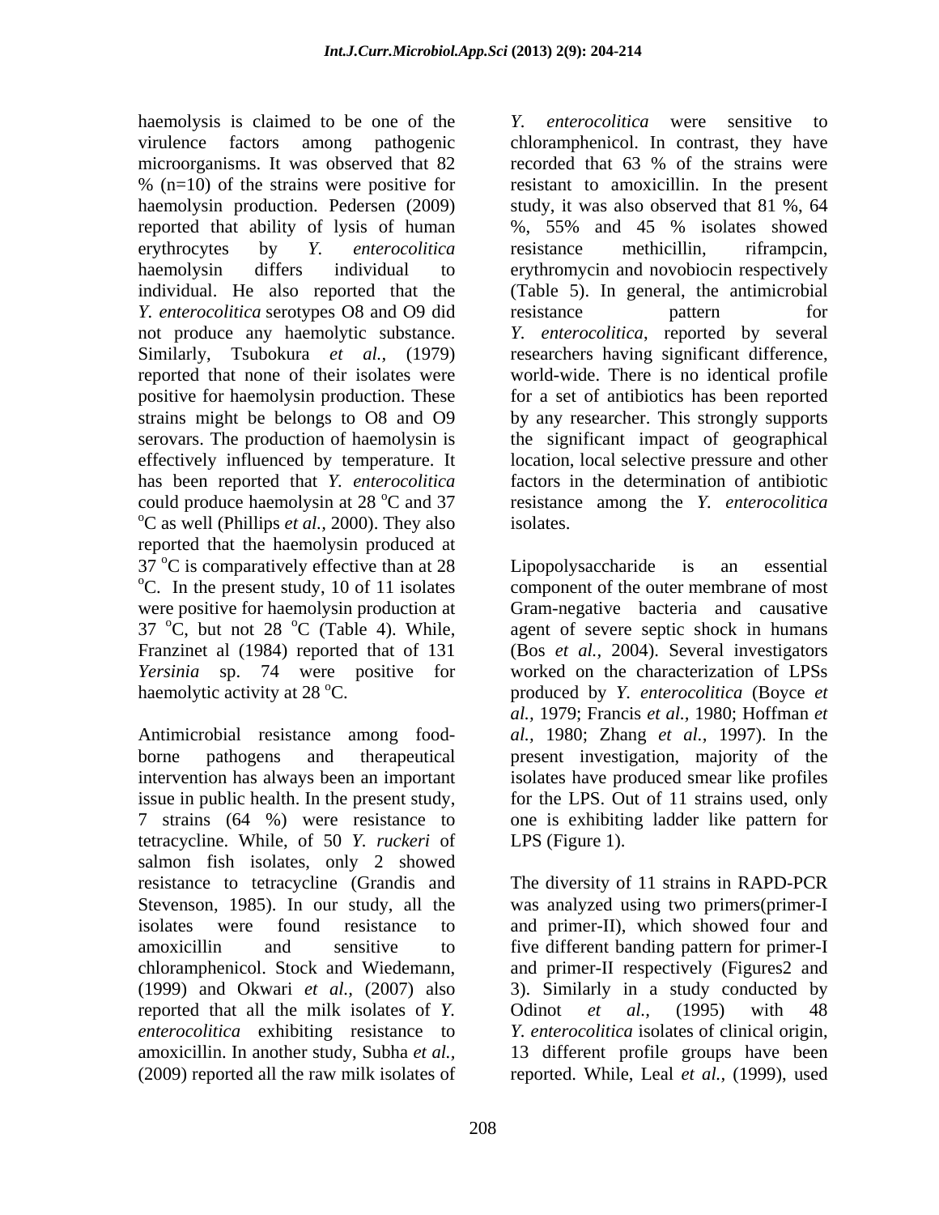haemolysis is claimed to be one of the virulence factors among pathogenic microorganisms. It was observed that 82 % (n=10) of the strains were positive for haemolysin production. Pedersen (2009) reported that ability of lysis of human erythrocytes by *Y. enterocolitica* haemolysin differs individual to individual. He also reported that the *Y. enterocolitica* serotypes O8 and O9 did not produce any haemolytic substance. Similarly, Tsubokura *et al.,* (1979) reported that none of their isolates were positive for haemolysin production. These strains might be belongs to O8 and O9 serovars. The production of haemolysin is effectively influenced by temperature. It has been reported that *Y. enterocolitica* could produce haemolysin at 28 $^{o}$C and 37 $^{o}$C as well (Phillips *et al.,* 2000). They also reported that the haemolysin produced at 37 $^{o}$C is comparatively effective than at 28 $^{o}$C. In the present study, 10 of 11 isolates were positive for haemolysin production at 37 $^{o}$C, but not 28 $^{o}$C (Table 4). While, Franzinet al (1984) reported that of 131 *Yersinia* sp. 74 were positive for haemolytic activity at 28 $^{o}$C.

Antimicrobial resistance among food-borne pathogens and therapeutical intervention has always been an important issue in public health. In the present study, 7 strains (64 %) were resistance to tetracycline. While, of 50 *Y. ruckeri* of salmon fish isolates, only 2 showed resistance to tetracycline (Grandis and Stevenson, 1985). In our study, all the isolates were found resistance to amoxicillin and sensitive to chloramphenicol. Stock and Wiedemann, (1999) and Okwari *et al.,* (2007) also reported that all the milk isolates of *Y. enterocolitica* exhibiting resistance to amoxicillin. In another study, Subha *et al.,* (2009) reported all the raw milk isolates of *Y. enterocolitica* were sensitive to chloramphenicol. In contrast, they have recorded that 63 % of the strains were resistant to amoxicillin. In the present study, it was also observed that 81 %, 64 %, 55% and 45 % isolates showed resistance methicillin, riframpcin, erythromycin and novobiocin respectively (Table 5). In general, the antimicrobial resistance pattern for *Y. enterocolitica*, reported by several researchers having significant difference, world-wide. There is no identical profile for a set of antibiotics has been reported by any researcher. This strongly supports the significant impact of geographical location, local selective pressure and other factors in the determination of antibiotic resistance among the *Y. enterocolitica* isolates.

Lipopolysaccharide is an essential component of the outer membrane of most Gram-negative bacteria and causative agent of severe septic shock in humans (Bos *et al.,* 2004). Several investigators worked on the characterization of LPSs produced by *Y. enterocolitica* (Boyce *et al.,* 1979; Francis *et al.,* 1980; Hoffman *et al.,* 1980; Zhang *et al.,* 1997). In the present investigation, majority of the isolates have produced smear like profiles for the LPS. Out of 11 strains used, only one is exhibiting ladder like pattern for LPS (Figure 1).

The diversity of 11 strains in RAPD-PCR was analyzed using two primers(primer-I and primer-II), which showed four and five different banding pattern for primer-I and primer-II respectively (Figures2 and 3). Similarly in a study conducted by Odinot *et al.,* (1995) with 48 *Y. enterocolitica* isolates of clinical origin, 13 different profile groups have been reported. While, Leal *et al.,* (1999), used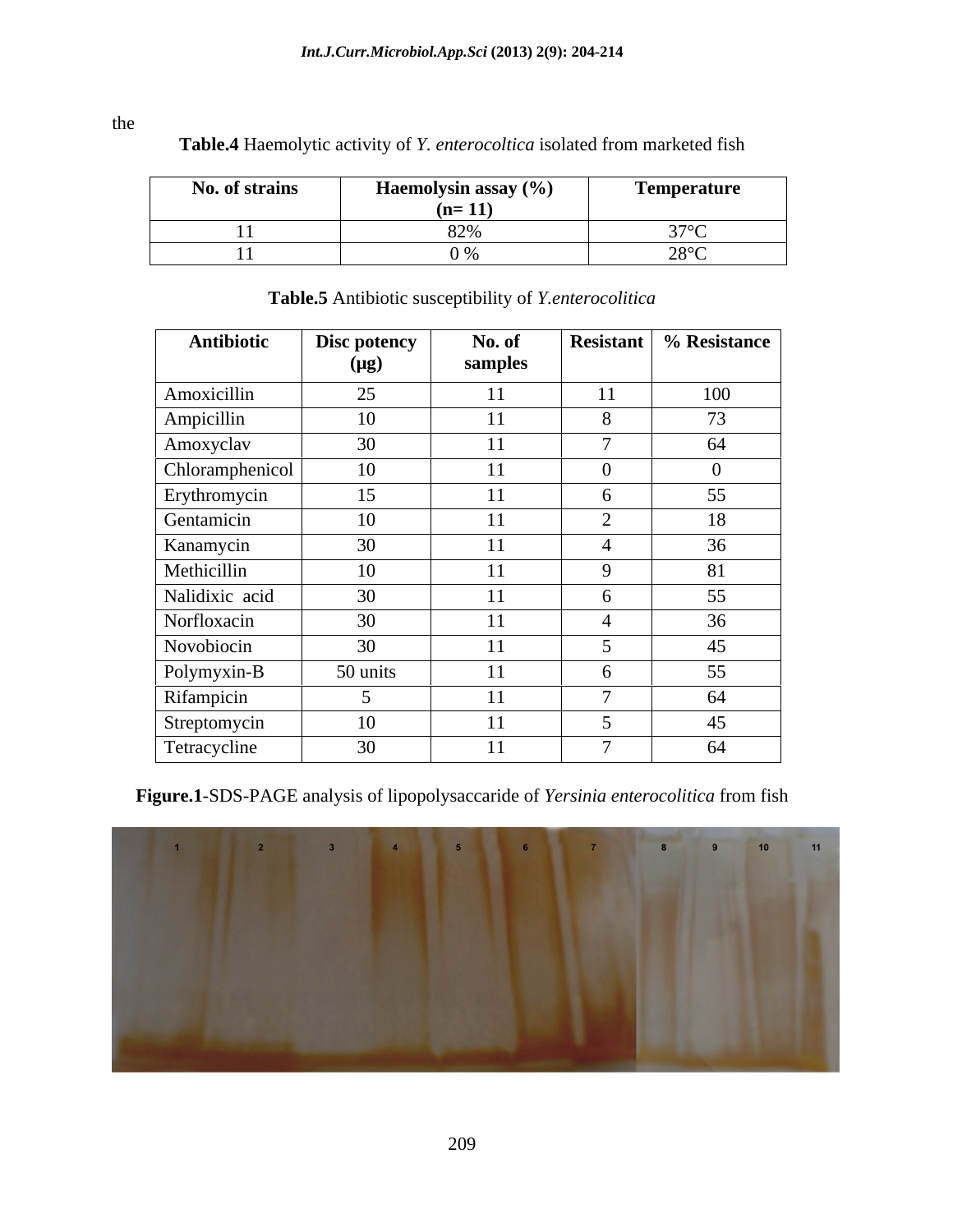the

**Table.4** Haemolytic activity of *Y. enterocoltica* isolated from marketed fish

| No. of strains | Haemolysin assay (%) (n= 11) | Temperature |
|---|---|---|
| 11 | 82% | 37°C |
| 11 | 0 % | 28°C |

**Table.5** Antibiotic susceptibility of *Y.enterocolitica*

| Antibiotic | Disc potency (μg) | No. of samples | Resistant | % Resistance |
|---|---|---|---|---|
| Amoxicillin | 25 | 11 | 11 | 100 |
| Ampicillin | 10 | 11 | 8 | 73 |
| Amoxyclav | 30 | 11 | 7 | 64 |
| Chloramphenicol | 10 | 11 | 0 | 0 |
| Erythromycin | 15 | 11 | 6 | 55 |
| Gentamicin | 10 | 11 | 2 | 18 |
| Kanamycin | 30 | 11 | 4 | 36 |
| Methicillin | 10 | 11 | 9 | 81 |
| Nalidixic acid | 30 | 11 | 6 | 55 |
| Norfloxacin | 30 | 11 | 4 | 36 |
| Novobiocin | 30 | 11 | 5 | 45 |
| Polymyxin-B | 50 units | 11 | 6 | 55 |
| Rifampicin | 5 | 11 | 7 | 64 |
| Streptomycin | 10 | 11 | 5 | 45 |
| Tetracycline | 30 | 11 | 7 | 64 |

**Figure.1**-SDS-PAGE analysis of lipopolysaccaride of *Yersinia enterocolitica* from fish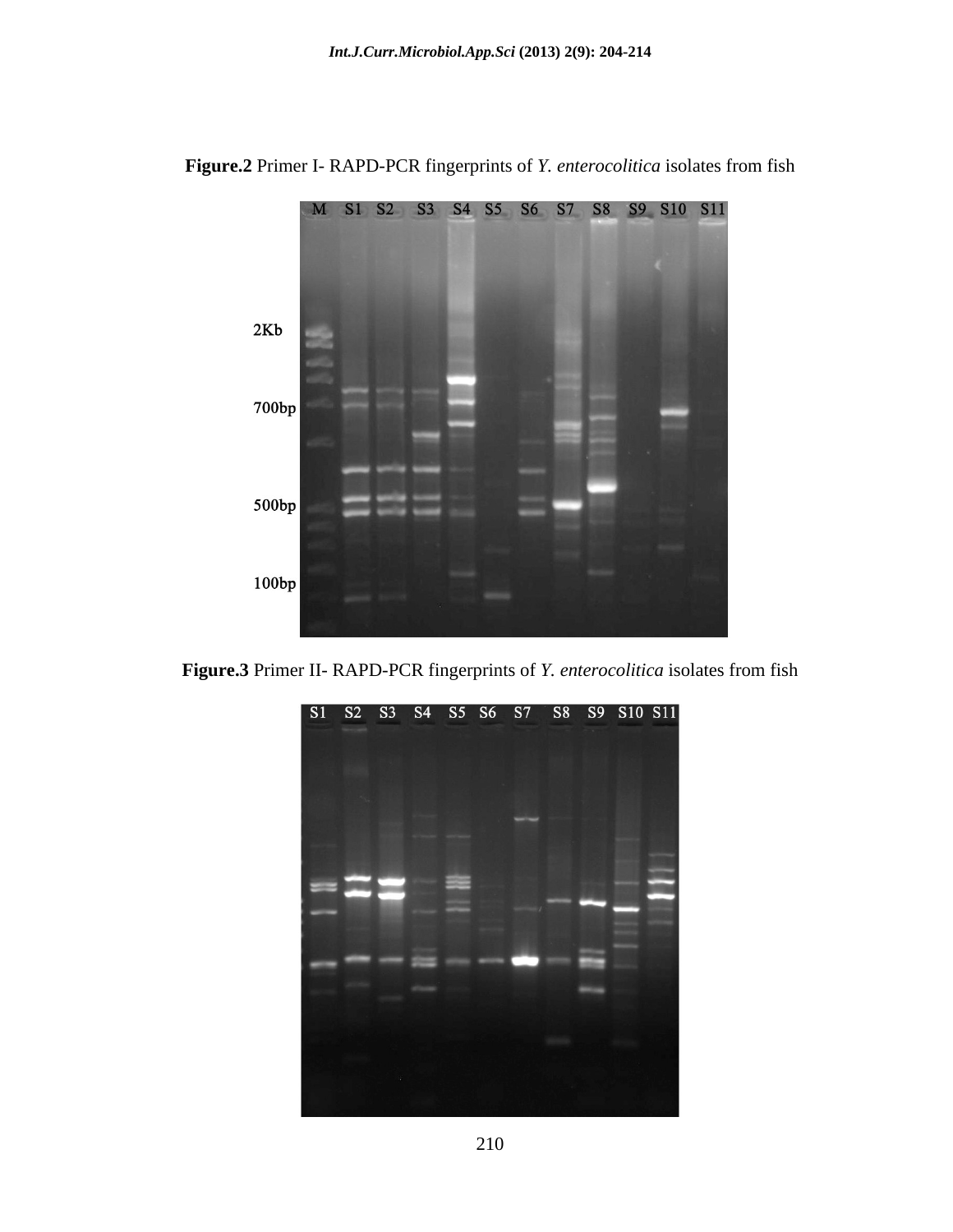**Figure.2** Primer I- RAPD-PCR fingerprints of *Y. enterocolitica* isolates from fish

**Figure.3** Primer II- RAPD-PCR fingerprints of *Y. enterocolitica* isolates from fish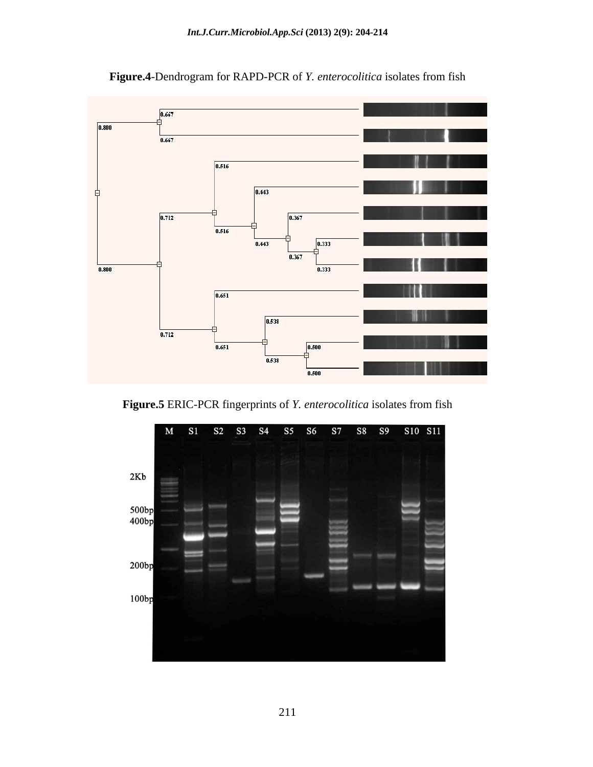**Figure.4**-Dendrogram for RAPD-PCR of *Y. enterocolitica* isolates from fish

**Figure.5** ERIC-PCR fingerprints of *Y. enterocolitica* isolates from fish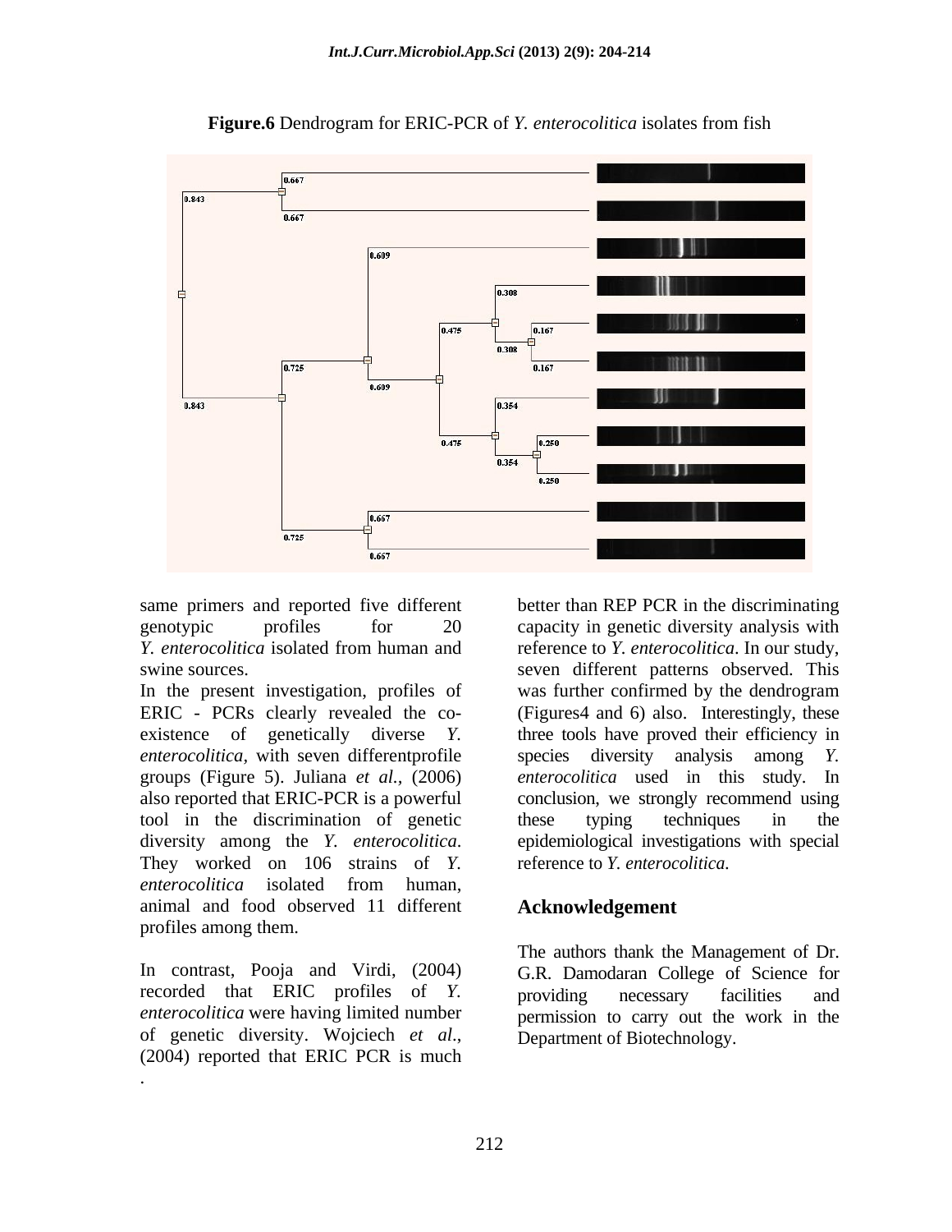**Figure.6** Dendrogram for ERIC-PCR of *Y. enterocolitica* isolates from fish

same primers and reported five different genotypic profiles for 20 *Y. enterocolitica* isolated from human and swine sources.

In the present investigation, profiles of ERIC - PCRs clearly revealed the co-existence of genetically diverse *Y. enterocolitica*, with seven differentprofile groups (Figure 5). Juliana *et al.,* (2006) also reported that ERIC-PCR is a powerful tool in the discrimination of genetic diversity among the *Y. enterocolitica*. They worked on 106 strains of *Y. enterocolitica* isolated from human, animal and food observed 11 different profiles among them.

In contrast, Pooja and Virdi, (2004) recorded that ERIC profiles of *Y. enterocolitica* were having limited number of genetic diversity. Wojciech *et al*., (2004) reported that ERIC PCR is much better than REP PCR in the discriminating capacity in genetic diversity analysis with reference to *Y. enterocolitica*. In our study, seven different patterns observed. This was further confirmed by the dendrogram (Figures4 and 6) also. Interestingly, these three tools have proved their efficiency in species diversity analysis among *Y. enterocolitica* used in this study. In conclusion, we strongly recommend using these typing techniques in the epidemiological investigations with special reference to *Y. enterocolitica.*

## Acknowledgement

The authors thank the Management of Dr. G.R. Damodaran College of Science for providing necessary facilities and permission to carry out the work in the Department of Biotechnology.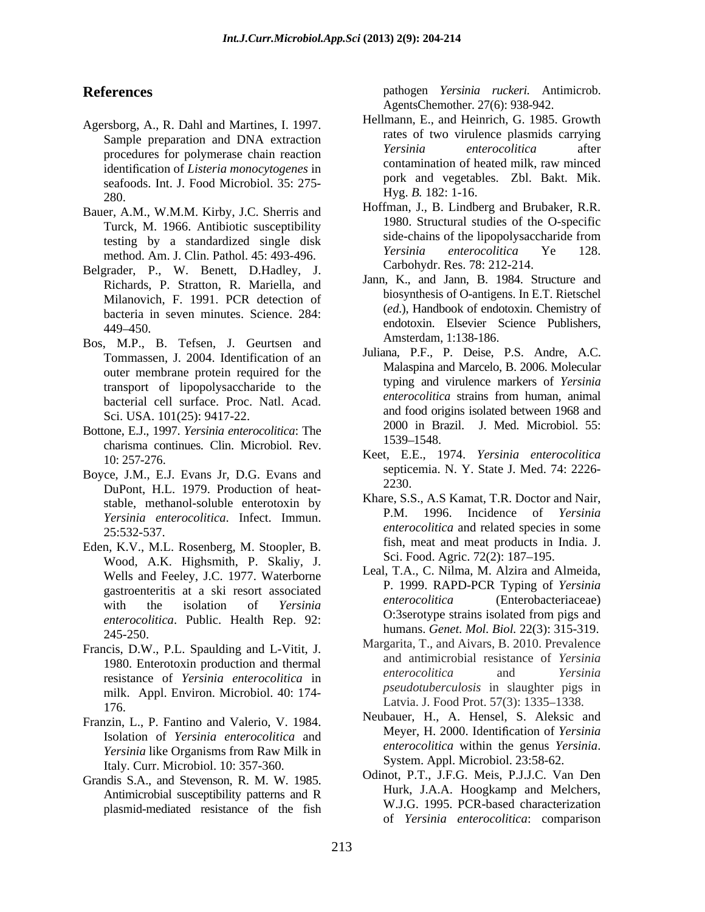## References

Agersborg, A., R. Dahl and Martines, I. 1997. Sample preparation and DNA extraction procedures for polymerase chain reaction identification of *Listeria monocytogenes* in seafoods. Int. J. Food Microbiol. 35: 275-280.

Bauer, A.M., W.M.M. Kirby, J.C. Sherris and Turck, M. 1966. Antibiotic susceptibility testing by a standardized single disk method. Am. J. Clin. Pathol. 45: 493-496.

Belgrader, P., W. Benett, D.Hadley, J. Richards, P. Stratton, R. Mariella, and Milanovich, F. 1991. PCR detection of bacteria in seven minutes. Science. 284: 449–450.

Bos, M.P., B. Tefsen, J. Geurtsen and Tommassen, J. 2004. Identification of an outer membrane protein required for the transport of lipopolysaccharide to the bacterial cell surface. Proc. Natl. Acad. Sci. USA. 101(25): 9417-22.

Bottone, E.J., 1997. *Yersinia enterocolitica*: The charisma continues. Clin. Microbiol. Rev. 10: 257-276.

Boyce, J.M., E.J. Evans Jr, D.G. Evans and DuPont, H.L. 1979. Production of heat-stable, methanol-soluble enterotoxin by *Yersinia enterocolitica*. Infect. Immun. 25:532-537.

Eden, K.V., M.L. Rosenberg, M. Stoopler, B. Wood, A.K. Highsmith, P. Skaliy, J. Wells and Feeley, J.C. 1977. Waterborne gastroenteritis at a ski resort associated with the isolation of *Yersinia enterocolitica*. Public. Health Rep. 92: 245-250.

Francis, D.W., P.L. Spaulding and L-Vitit, J. 1980. Enterotoxin production and thermal resistance of *Yersinia enterocolitica* in milk. Appl. Environ. Microbiol. 40: 174-176.

Franzin, L., P. Fantino and Valerio, V. 1984. Isolation of *Yersinia enterocolitica* and *Yersinia* like Organisms from Raw Milk in Italy. Curr. Microbiol. 10: 357-360.

Grandis S.A., and Stevenson, R. M. W. 1985. Antimicrobial susceptibility patterns and R plasmid-mediated resistance of the fish pathogen *Yersinia ruckeri.* Antimicrob. AgentsChemother. 27(6): 938-942.

Hellmann, E., and Heinrich, G. 1985. Growth rates of two virulence plasmids carrying *Yersinia enterocolitica* after contamination of heated milk, raw minced pork and vegetables. Zbl. Bakt. Mik. Hyg. *B*. 182: 1-16.

Hoffman, J., B. Lindberg and Brubaker, R.R. 1980. Structural studies of the O-specific side-chains of the lipopolysaccharide from *Yersinia enterocolitica* Ye 128. Carbohydr. Res. 78: 212-214.

Jann, K., and Jann, B. 1984. Structure and biosynthesis of O-antigens. In E.T. Rietschel (*ed.*), Handbook of endotoxin. Chemistry of endotoxin. Elsevier Science Publishers, Amsterdam, 1:138-186.

Juliana, P.F., P. Deise, P.S. Andre, A.C. Malaspina and Marcelo, B. 2006. Molecular typing and virulence markers of *Yersinia enterocolitica* strains from human, animal and food origins isolated between 1968 and 2000 in Brazil. J. Med. Microbiol. 55: 1539–1548.

Keet, E.E., 1974. *Yersinia enterocolitica* septicemia. N. Y. State J. Med. 74: 2226-2230.

Khare, S.S., A.S Kamat, T.R. Doctor and Nair, P.M. 1996. Incidence of *Yersinia enterocolitica* and related species in some fish, meat and meat products in India. J. Sci. Food. Agric. 72(2): 187–195.

Leal, T.A., C. Nilma, M. Alzira and Almeida, P. 1999. RAPD-PCR Typing of *Yersinia enterocolitica* (Enterobacteriaceae) O:3serotype strains isolated from pigs and humans. *Genet. Mol. Biol.* 22(3): 315-319.

Margarita, T., and Aivars, B. 2010. Prevalence and antimicrobial resistance of *Yersinia enterocolitica* and *Yersinia pseudotuberculosis* in slaughter pigs in Latvia. J. Food Prot. 57(3): 1335–1338.

Neubauer, H., A. Hensel, S. Aleksic and Meyer, H. 2000. Identification of *Yersinia enterocolitica* within the genus *Yersinia*. System. Appl. Microbiol. 23:58-62.

Odinot, P.T., J.F.G. Meis, P.J.J.C. Van Den Hurk, J.A.A. Hoogkamp and Melchers, W.J.G. 1995. PCR-based characterization of *Yersinia enterocolitica*: comparison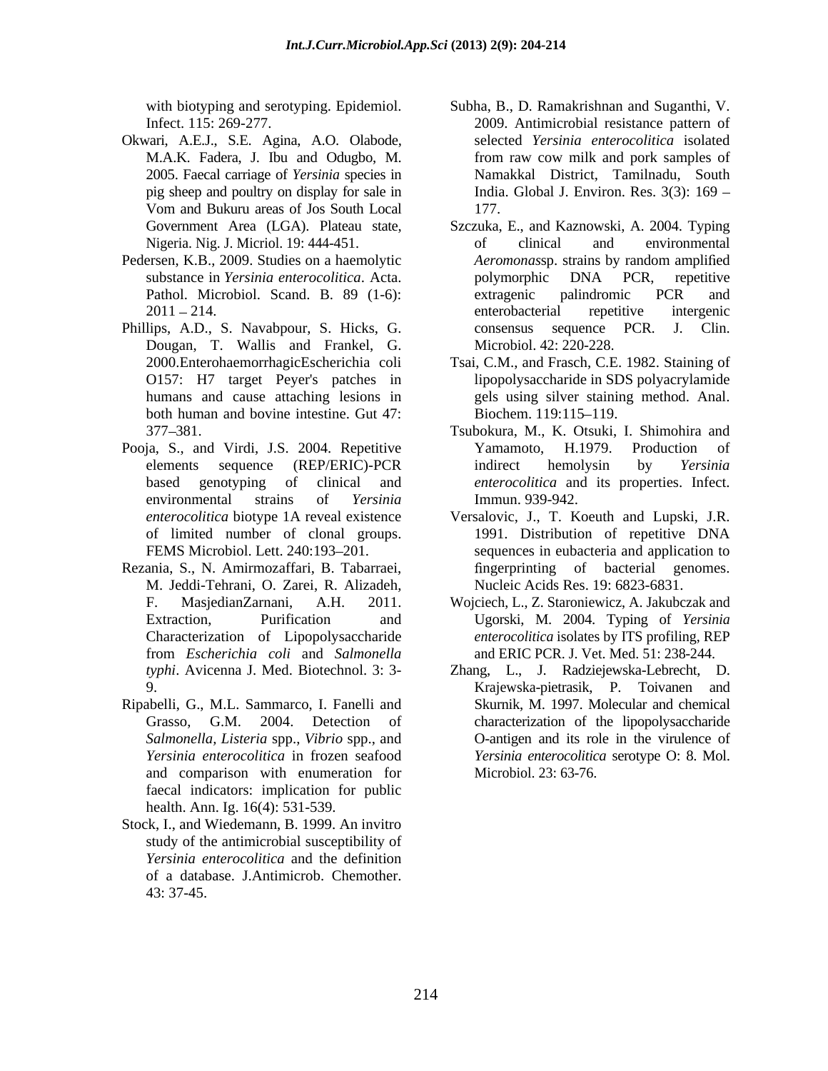with biotyping and serotyping. Epidemiol. Infect. 115: 269-277.

Okwari, A.E.J., S.E. Agina, A.O. Olabode, M.A.K. Fadera, J. Ibu and Odugbo, M. 2005. Faecal carriage of *Yersinia* species in pig sheep and poultry on display for sale in Vom and Bukuru areas of Jos South Local Government Area (LGA). Plateau state, Nigeria. Nig. J. Micriol. 19: 444-451.

Pedersen, K.B., 2009. Studies on a haemolytic substance in *Yersinia enterocolitica*. Acta. Pathol. Microbiol. Scand. B. 89 (1-6): 2011 – 214.

Phillips, A.D., S. Navabpour, S. Hicks, G. Dougan, T. Wallis and Frankel, G. 2000.EnterohaemorrhagicEscherichia coli O157: H7 target Peyer's patches in humans and cause attaching lesions in both human and bovine intestine. Gut 47: 377–381.

Pooja, S., and Virdi, J.S. 2004. Repetitive elements sequence (REP/ERIC)-PCR based genotyping of clinical and environmental strains of *Yersinia enterocolitica* biotype 1A reveal existence of limited number of clonal groups. FEMS Microbiol. Lett. 240:193–201.

Rezania, S., N. Amirmozaffari, B. Tabarraei, M. Jeddi-Tehrani, O. Zarei, R. Alizadeh, F. MasjedianZarnani, A.H. 2011. Extraction, Purification and Characterization of Lipopolysaccharide from *Escherichia coli* and *Salmonella typhi*. Avicenna J. Med. Biotechnol. 3: 3-9.

Ripabelli, G., M.L. Sammarco, I. Fanelli and Grasso, G.M. 2004. Detection of *Salmonella, Listeria* spp., *Vibrio* spp., and *Yersinia enterocolitica* in frozen seafood and comparison with enumeration for faecal indicators: implication for public health. Ann. Ig. 16(4): 531-539.

Stock, I., and Wiedemann, B. 1999. An invitro study of the antimicrobial susceptibility of *Yersinia enterocolitica* and the definition of a database. J.Antimicrob. Chemother. 43: 37-45.

Subha, B., D. Ramakrishnan and Suganthi, V. 2009. Antimicrobial resistance pattern of selected *Yersinia enterocolitica* isolated from raw cow milk and pork samples of Namakkal District, Tamilnadu, South India. Global J. Environ. Res. 3(3): 169 – 177.

Szczuka, E., and Kaznowski, A. 2004. Typing of clinical and environmental *Aeromonas*sp. strains by random amplified polymorphic DNA PCR, repetitive extragenic palindromic PCR and enterobacterial repetitive intergenic consensus sequence PCR. J. Clin. Microbiol. 42: 220-228.

Tsai, C.M., and Frasch, C.E. 1982. Staining of lipopolysaccharide in SDS polyacrylamide gels using silver staining method. Anal. Biochem. 119:115–119.

Tsubokura, M., K. Otsuki, I. Shimohira and Yamamoto, H.1979. Production of indirect hemolysin by *Yersinia enterocolitica* and its properties. Infect. Immun. 939-942.

Versalovic, J., T. Koeuth and Lupski, J.R. 1991. Distribution of repetitive DNA sequences in eubacteria and application to fingerprinting of bacterial genomes. Nucleic Acids Res. 19: 6823-6831.

Wojciech, L., Z. Staroniewicz, A. Jakubczak and Ugorski, M. 2004. Typing of *Yersinia enterocolitica* isolates by ITS profiling, REP and ERIC PCR. J. Vet. Med. 51: 238-244.

Zhang, L., J. Radziejewska-Lebrecht, D. Krajewska-pietrasik, P. Toivanen and Skurnik, M. 1997. Molecular and chemical characterization of the lipopolysaccharide O-antigen and its role in the virulence of *Yersinia enterocolitica* serotype O: 8. Mol. Microbiol. 23: 63-76.